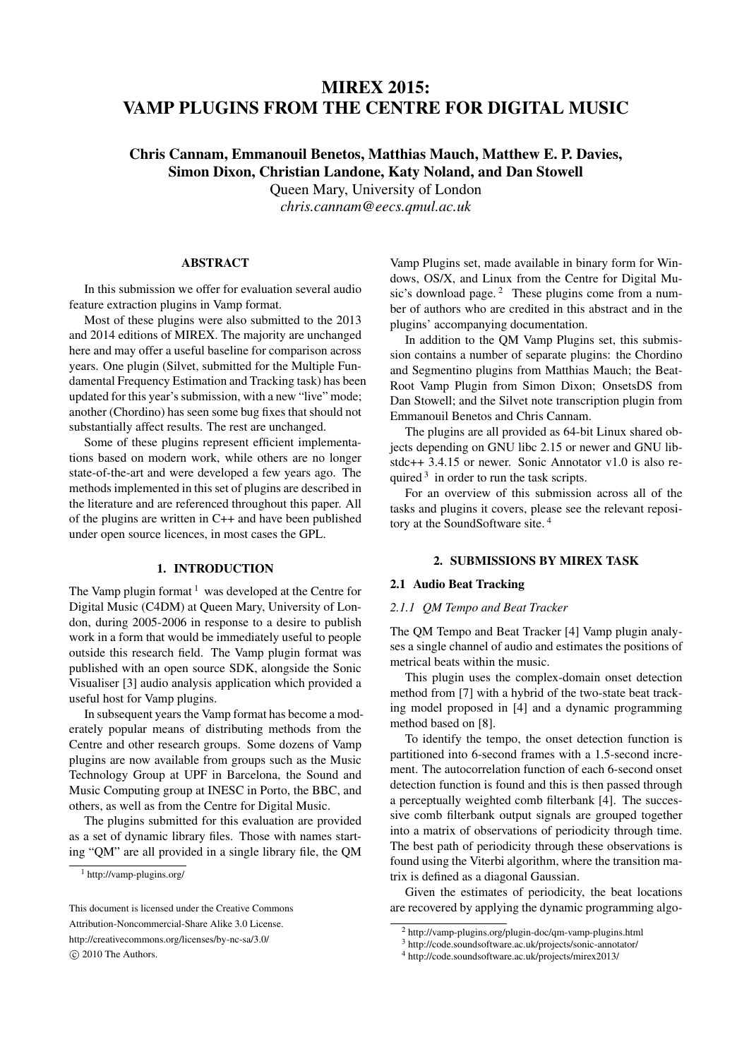# MIREX 2015: VAMP PLUGINS FROM THE CENTRE FOR DIGITAL MUSIC

**Chris Cannam, Emmanouil Benetos, Matthias Mauch, Matthew E. P. Davies, Simon Dixon, Christian Landone, Katy Noland, and Dan Stowell**

Queen Mary, University of London

*chris.cannam@eecs.qmul.ac.uk*

## ABSTRACT

In this submission we offer for evaluation several audio feature extraction plugins in Vamp format.

Most of these plugins were also submitted to the 2013 and 2014 editions of MIREX. The majority are unchanged here and may offer a useful baseline for comparison across years. One plugin (Silvet, submitted for the Multiple Fundamental Frequency Estimation and Tracking task) has been updated for this year's submission, with a new "live" mode; another (Chordino) has seen some bug fixes that should not substantially affect results. The rest are unchanged.

Some of these plugins represent efficient implementations based on modern work, while others are no longer state-of-the-art and were developed a few years ago. The methods implemented in this set of plugins are described in the literature and are referenced throughout this paper. All of the plugins are written in C++ and have been published under open source licences, in most cases the GPL.

## 1. INTRODUCTION

The Vamp plugin format [1] was developed at the Centre for Digital Music (C4DM) at Queen Mary, University of London, during 2005-2006 in response to a desire to publish work in a form that would be immediately useful to people outside this research field. The Vamp plugin format was published with an open source SDK, alongside the Sonic Visualiser [3] audio analysis application which provided a useful host for Vamp plugins.

In subsequent years the Vamp format has become a moderately popular means of distributing methods from the Centre and other research groups. Some dozens of Vamp plugins are now available from groups such as the Music Technology Group at UPF in Barcelona, the Sound and Music Computing group at INESC in Porto, the BBC, and others, as well as from the Centre for Digital Music.

The plugins submitted for this evaluation are provided as a set of dynamic library files. Those with names starting "QM" are all provided in a single library file, the QM Vamp Plugins set, made available in binary form for Windows, OS/X, and Linux from the Centre for Digital Music's download page. [2] These plugins come from a number of authors who are credited in this abstract and in the plugins' accompanying documentation.

In addition to the QM Vamp Plugins set, this submission contains a number of separate plugins: the Chordino and Segmentino plugins from Matthias Mauch; the BeatRoot Vamp Plugin from Simon Dixon; OnsetsDS from Dan Stowell; and the Silvet note transcription plugin from Emmanouil Benetos and Chris Cannam.

The plugins are all provided as 64-bit Linux shared objects depending on GNU libc 2.15 or newer and GNU libstdc++ 3.4.15 or newer. Sonic Annotator v1.0 is also required [3] in order to run the task scripts.

For an overview of this submission across all of the tasks and plugins it covers, please see the relevant repository at the SoundSoftware site. [4]

## 2. SUBMISSIONS BY MIREX TASK

### 2.1 Audio Beat Tracking

#### *2.1.1 QM Tempo and Beat Tracker*

The QM Tempo and Beat Tracker [4] Vamp plugin analyses a single channel of audio and estimates the positions of metrical beats within the music.

This plugin uses the complex-domain onset detection method from [7] with a hybrid of the two-state beat tracking model proposed in [4] and a dynamic programming method based on [8].

To identify the tempo, the onset detection function is partitioned into 6-second frames with a 1.5-second increment. The autocorrelation function of each 6-second onset detection function is found and this is then passed through a perceptually weighted comb filterbank [4]. The successive comb filterbank output signals are grouped together into a matrix of observations of periodicity through time. The best path of periodicity through these observations is found using the Viterbi algorithm, where the transition matrix is defined as a diagonal Gaussian.

Given the estimates of periodicity, the beat locations are recovered by applying the dynamic programming algo-

[1] http://vamp-plugins.org/

[2] http://vamp-plugins.org/plugin-doc/qm-vamp-plugins.html

[3] http://code.soundsoftware.ac.uk/projects/sonic-annotator/

[4] http://code.soundsoftware.ac.uk/projects/mirex2013/

This document is licensed under the Creative Commons Attribution-Noncommercial-Share Alike 3.0 License.
http://creativecommons.org/licenses/by-nc-sa/3.0/
© 2010 The Authors.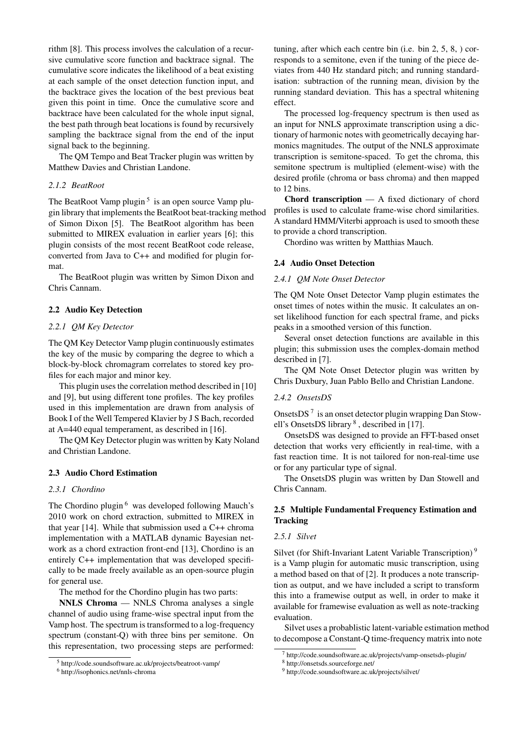rithm [8]. This process involves the calculation of a recursive cumulative score function and backtrace signal. The cumulative score indicates the likelihood of a beat existing at each sample of the onset detection function input, and the backtrace gives the location of the best previous beat given this point in time. Once the cumulative score and backtrace have been calculated for the whole input signal, the best path through beat locations is found by recursively sampling the backtrace signal from the end of the input signal back to the beginning.

The QM Tempo and Beat Tracker plugin was written by Matthew Davies and Christian Landone.

#### 2.1.2 BeatRoot

The BeatRoot Vamp plugin [5] is an open source Vamp plugin library that implements the BeatRoot beat-tracking method of Simon Dixon [5]. The BeatRoot algorithm has been submitted to MIREX evaluation in earlier years [6]; this plugin consists of the most recent BeatRoot code release, converted from Java to C++ and modified for plugin format.

The BeatRoot plugin was written by Simon Dixon and Chris Cannam.

### 2.2 Audio Key Detection

#### 2.2.1 QM Key Detector

The QM Key Detector Vamp plugin continuously estimates the key of the music by comparing the degree to which a block-by-block chromagram correlates to stored key profiles for each major and minor key.

This plugin uses the correlation method described in [10] and [9], but using different tone profiles. The key profiles used in this implementation are drawn from analysis of Book I of the Well Tempered Klavier by J S Bach, recorded at A=440 equal temperament, as described in [16].

The QM Key Detector plugin was written by Katy Noland and Christian Landone.

### 2.3 Audio Chord Estimation

#### 2.3.1 Chordino

The Chordino plugin [6] was developed following Mauch's 2010 work on chord extraction, submitted to MIREX in that year [14]. While that submission used a C++ chroma implementation with a MATLAB dynamic Bayesian network as a chord extraction front-end [13], Chordino is an entirely C++ implementation that was developed specifically to be made freely available as an open-source plugin for general use.

The method for the Chordino plugin has two parts:

**NNLS Chroma** — NNLS Chroma analyses a single channel of audio using frame-wise spectral input from the Vamp host. The spectrum is transformed to a log-frequency spectrum (constant-Q) with three bins per semitone. On this representation, two processing steps are performed: tuning, after which each centre bin (i.e. bin 2, 5, 8, ) corresponds to a semitone, even if the tuning of the piece deviates from 440 Hz standard pitch; and running standardisation: subtraction of the running mean, division by the running standard deviation. This has a spectral whitening effect.

The processed log-frequency spectrum is then used as an input for NNLS approximate transcription using a dictionary of harmonic notes with geometrically decaying harmonics magnitudes. The output of the NNLS approximate transcription is semitone-spaced. To get the chroma, this semitone spectrum is multiplied (element-wise) with the desired profile (chroma or bass chroma) and then mapped to 12 bins.

**Chord transcription** — A fixed dictionary of chord profiles is used to calculate frame-wise chord similarities. A standard HMM/Viterbi approach is used to smooth these to provide a chord transcription.

Chordino was written by Matthias Mauch.

### 2.4 Audio Onset Detection

#### 2.4.1 QM Note Onset Detector

The QM Note Onset Detector Vamp plugin estimates the onset times of notes within the music. It calculates an onset likelihood function for each spectral frame, and picks peaks in a smoothed version of this function.

Several onset detection functions are available in this plugin; this submission uses the complex-domain method described in [7].

The QM Note Onset Detector plugin was written by Chris Duxbury, Juan Pablo Bello and Christian Landone.

#### 2.4.2 OnsetsDS

OnsetsDS [7] is an onset detector plugin wrapping Dan Stowell's OnsetsDS library [8], described in [17].

OnsetsDS was designed to provide an FFT-based onset detection that works very efficiently in real-time, with a fast reaction time. It is not tailored for non-real-time use or for any particular type of signal.

The OnsetsDS plugin was written by Dan Stowell and Chris Cannam.

### 2.5 Multiple Fundamental Frequency Estimation and Tracking

#### 2.5.1 Silvet

Silvet (for Shift-Invariant Latent Variable Transcription) [9] is a Vamp plugin for automatic music transcription, using a method based on that of [2]. It produces a note transcription as output, and we have included a script to transform this into a framewise output as well, in order to make it available for framewise evaluation as well as note-tracking evaluation.

Silvet uses a probablistic latent-variable estimation method to decompose a Constant-Q time-frequency matrix into note

---

[5] http://code.soundsoftware.ac.uk/projects/beatroot-vamp/

[6] http://isophonics.net/nnls-chroma

[7] http://code.soundsoftware.ac.uk/projects/vamp-onsetsds-plugin/

[8] http://onsetsds.sourceforge.net/

[9] http://code.soundsoftware.ac.uk/projects/silvet/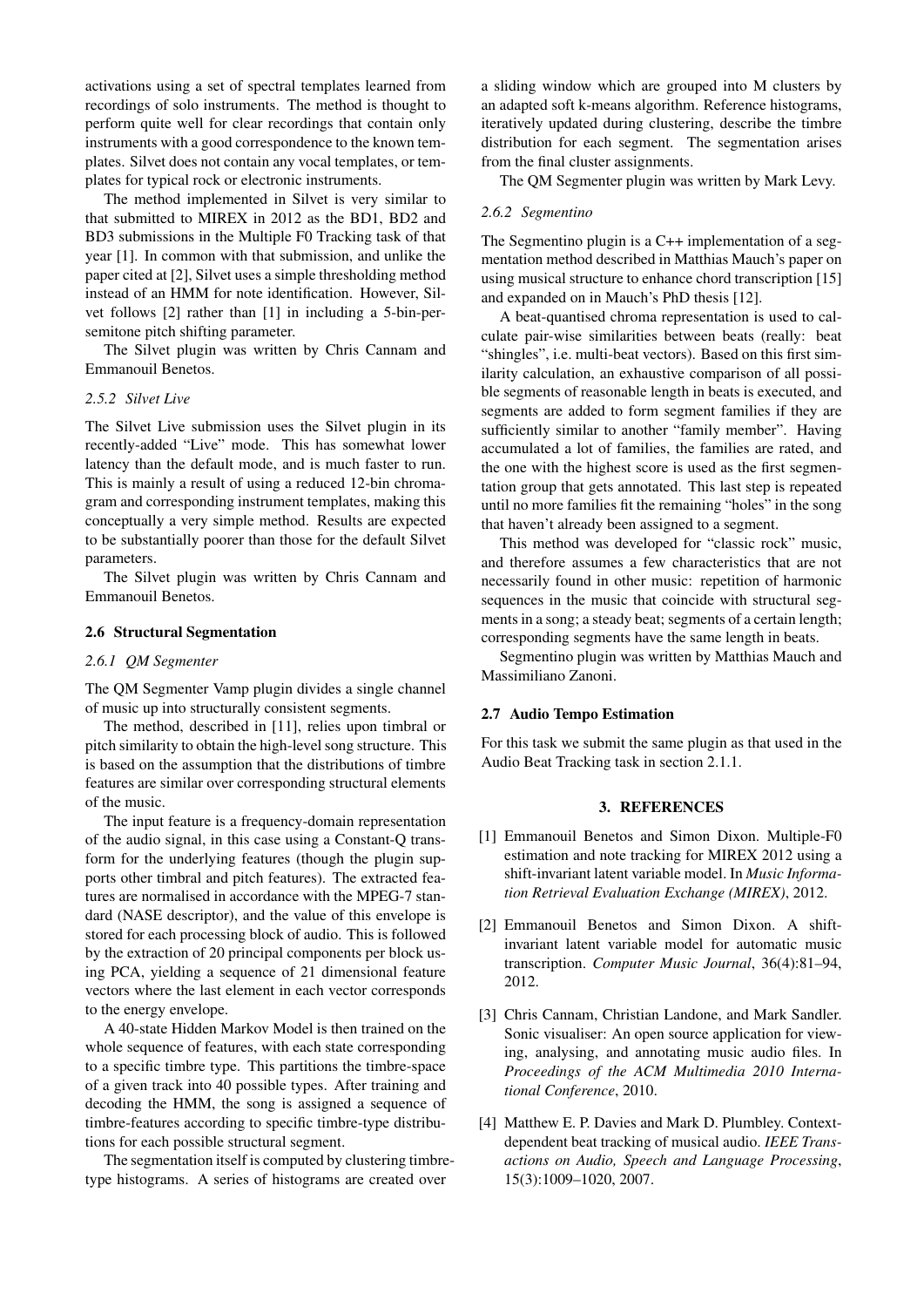activations using a set of spectral templates learned from recordings of solo instruments. The method is thought to perform quite well for clear recordings that contain only instruments with a good correspondence to the known templates. Silvet does not contain any vocal templates, or templates for typical rock or electronic instruments.

The method implemented in Silvet is very similar to that submitted to MIREX in 2012 as the BD1, BD2 and BD3 submissions in the Multiple F0 Tracking task of that year [1]. In common with that submission, and unlike the paper cited at [2], Silvet uses a simple thresholding method instead of an HMM for note identification. However, Silvet follows [2] rather than [1] in including a 5-bin-per-semitone pitch shifting parameter.

The Silvet plugin was written by Chris Cannam and Emmanouil Benetos.

#### 2.5.2 *Silvet Live*

The Silvet Live submission uses the Silvet plugin in its recently-added "Live" mode. This has somewhat lower latency than the default mode, and is much faster to run. This is mainly a result of using a reduced 12-bin chromagram and corresponding instrument templates, making this conceptually a very simple method. Results are expected to be substantially poorer than those for the default Silvet parameters.

The Silvet plugin was written by Chris Cannam and Emmanouil Benetos.

### 2.6 Structural Segmentation

#### 2.6.1 *QM Segmenter*

The QM Segmenter Vamp plugin divides a single channel of music up into structurally consistent segments.

The method, described in [11], relies upon timbral or pitch similarity to obtain the high-level song structure. This is based on the assumption that the distributions of timbre features are similar over corresponding structural elements of the music.

The input feature is a frequency-domain representation of the audio signal, in this case using a Constant-Q transform for the underlying features (though the plugin supports other timbral and pitch features). The extracted features are normalised in accordance with the MPEG-7 standard (NASE descriptor), and the value of this envelope is stored for each processing block of audio. This is followed by the extraction of 20 principal components per block using PCA, yielding a sequence of 21 dimensional feature vectors where the last element in each vector corresponds to the energy envelope.

A 40-state Hidden Markov Model is then trained on the whole sequence of features, with each state corresponding to a specific timbre type. This partitions the timbre-space of a given track into 40 possible types. After training and decoding the HMM, the song is assigned a sequence of timbre-features according to specific timbre-type distributions for each possible structural segment.

The segmentation itself is computed by clustering timbre-type histograms. A series of histograms are created over a sliding window which are grouped into M clusters by an adapted soft k-means algorithm. Reference histograms, iteratively updated during clustering, describe the timbre distribution for each segment. The segmentation arises from the final cluster assignments.

The QM Segmenter plugin was written by Mark Levy.

#### 2.6.2 *Segmentino*

The Segmentino plugin is a C++ implementation of a segmentation method described in Matthias Mauch's paper on using musical structure to enhance chord transcription [15] and expanded on in Mauch's PhD thesis [12].

A beat-quantised chroma representation is used to calculate pair-wise similarities between beats (really: beat "shingles", i.e. multi-beat vectors). Based on this first similarity calculation, an exhaustive comparison of all possible segments of reasonable length in beats is executed, and segments are added to form segment families if they are sufficiently similar to another "family member". Having accumulated a lot of families, the families are rated, and the one with the highest score is used as the first segmentation group that gets annotated. This last step is repeated until no more families fit the remaining "holes" in the song that haven't already been assigned to a segment.

This method was developed for "classic rock" music, and therefore assumes a few characteristics that are not necessarily found in other music: repetition of harmonic sequences in the music that coincide with structural segments in a song; a steady beat; segments of a certain length; corresponding segments have the same length in beats.

Segmentino plugin was written by Matthias Mauch and Massimiliano Zanoni.

### 2.7 Audio Tempo Estimation

For this task we submit the same plugin as that used in the Audio Beat Tracking task in section 2.1.1.

## 3. REFERENCES

[1] Emmanouil Benetos and Simon Dixon. Multiple-F0 estimation and note tracking for MIREX 2012 using a shift-invariant latent variable model. In *Music Information Retrieval Evaluation Exchange (MIREX)*, 2012.

[2] Emmanouil Benetos and Simon Dixon. A shift-invariant latent variable model for automatic music transcription. *Computer Music Journal*, 36(4):81–94, 2012.

[3] Chris Cannam, Christian Landone, and Mark Sandler. Sonic visualiser: An open source application for viewing, analysing, and annotating music audio files. In *Proceedings of the ACM Multimedia 2010 International Conference*, 2010.

[4] Matthew E. P. Davies and Mark D. Plumbley. Context-dependent beat tracking of musical audio. *IEEE Transactions on Audio, Speech and Language Processing*, 15(3):1009–1020, 2007.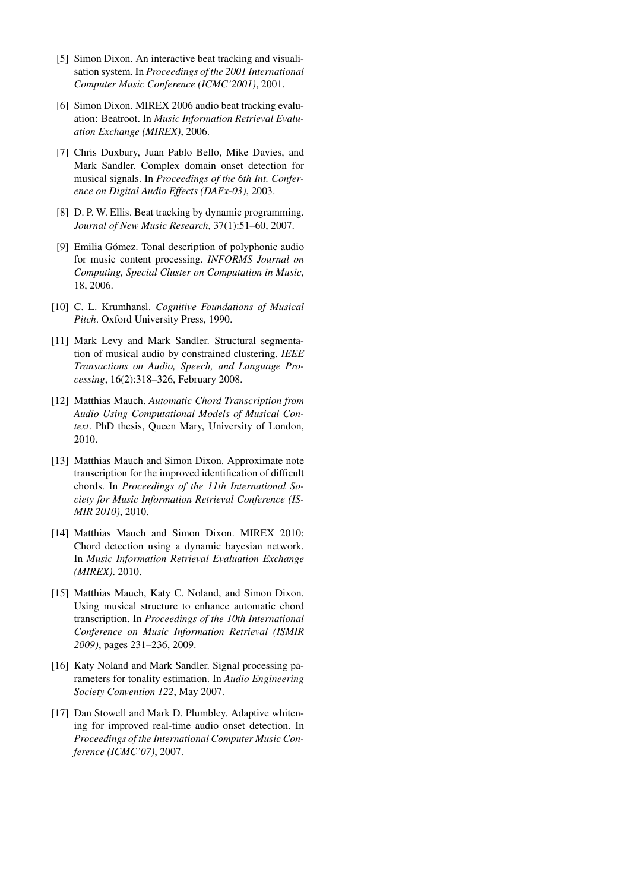[5] Simon Dixon. An interactive beat tracking and visualisation system. In *Proceedings of the 2001 International Computer Music Conference (ICMC'2001)*, 2001.

[6] Simon Dixon. MIREX 2006 audio beat tracking evaluation: Beatroot. In *Music Information Retrieval Evaluation Exchange (MIREX)*, 2006.

[7] Chris Duxbury, Juan Pablo Bello, Mike Davies, and Mark Sandler. Complex domain onset detection for musical signals. In *Proceedings of the 6th Int. Conference on Digital Audio Effects (DAFx-03)*, 2003.

[8] D. P. W. Ellis. Beat tracking by dynamic programming. *Journal of New Music Research*, 37(1):51–60, 2007.

[9] Emilia Gómez. Tonal description of polyphonic audio for music content processing. *INFORMS Journal on Computing, Special Cluster on Computation in Music*, 18, 2006.

[10] C. L. Krumhansl. *Cognitive Foundations of Musical Pitch*. Oxford University Press, 1990.

[11] Mark Levy and Mark Sandler. Structural segmentation of musical audio by constrained clustering. *IEEE Transactions on Audio, Speech, and Language Processing*, 16(2):318–326, February 2008.

[12] Matthias Mauch. *Automatic Chord Transcription from Audio Using Computational Models of Musical Context*. PhD thesis, Queen Mary, University of London, 2010.

[13] Matthias Mauch and Simon Dixon. Approximate note transcription for the improved identification of difficult chords. In *Proceedings of the 11th International Society for Music Information Retrieval Conference (ISMIR 2010)*, 2010.

[14] Matthias Mauch and Simon Dixon. MIREX 2010: Chord detection using a dynamic bayesian network. In *Music Information Retrieval Evaluation Exchange (MIREX)*. 2010.

[15] Matthias Mauch, Katy C. Noland, and Simon Dixon. Using musical structure to enhance automatic chord transcription. In *Proceedings of the 10th International Conference on Music Information Retrieval (ISMIR 2009)*, pages 231–236, 2009.

[16] Katy Noland and Mark Sandler. Signal processing parameters for tonality estimation. In *Audio Engineering Society Convention 122*, May 2007.

[17] Dan Stowell and Mark D. Plumbley. Adaptive whitening for improved real-time audio onset detection. In *Proceedings of the International Computer Music Conference (ICMC'07)*, 2007.